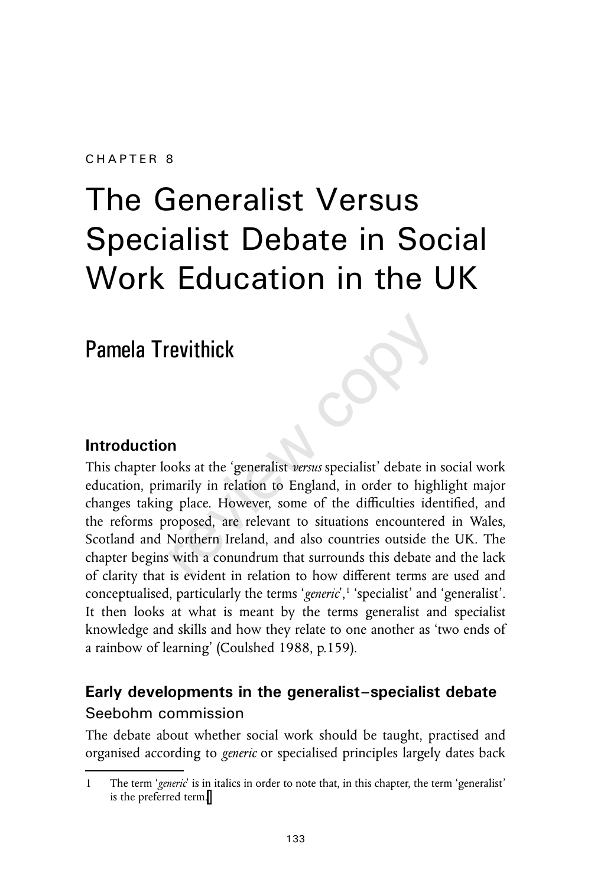CHAPTER 8

# The Generalist Versus Specialist Debate in Social Work Education in the UK

## Pamela Trevithick

### Introduction

This chapter looks at the 'generalist *versus* specialist' debate in social work education, primarily in relation to England, in order to highlight major changes taking place. However, some of the difficulties identified, and the reforms proposed, are relevant to situations encountered in Wales, Scotland and Northern Ireland, and also countries outside the UK. The chapter begins with a conundrum that surrounds this debate and the lack of clarity that is evident in relation to how different terms are used and conceptualised, particularly the terms '*generic*',[1] 'specialist' and 'generalist'. It then looks at what is meant by the terms generalist and specialist knowledge and skills and how they relate to one another as 'two ends of a rainbow of learning' (Coulshed 1988, p.159).

### Early developments in the generalist–specialist debate

#### Seebohm commission

The debate about whether social work should be taught, practised and organised according to *generic* or specialised principles largely dates back

---

1 The term '*generic*' is in italics in order to note that, in this chapter, the term 'generalist' is the preferred term.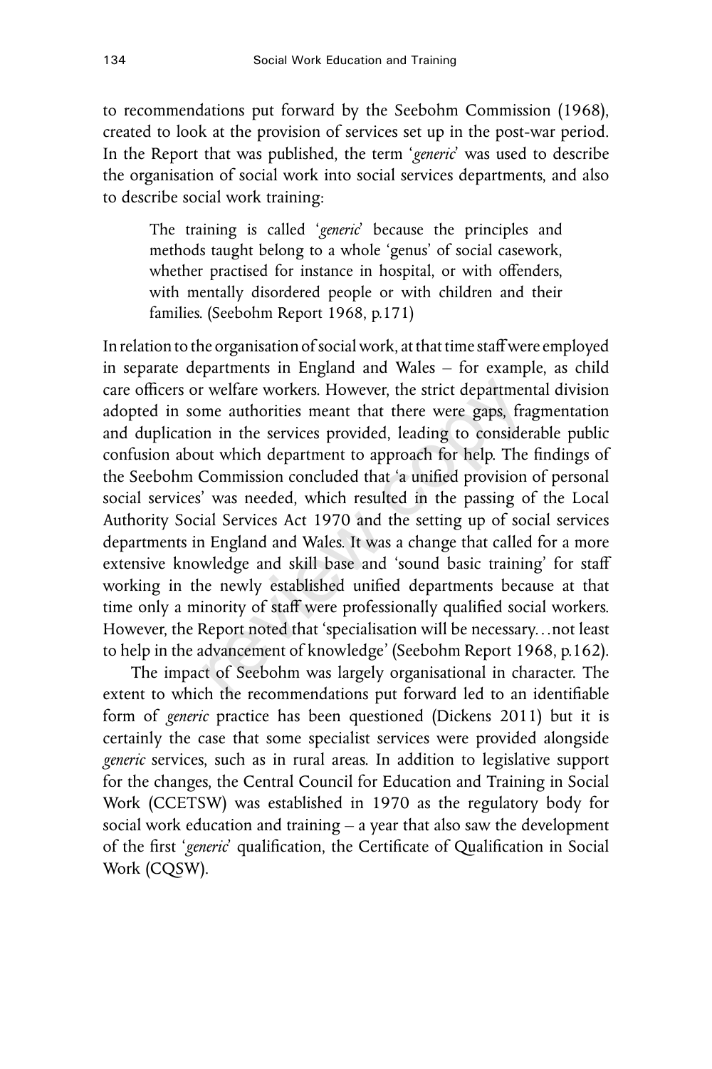to recommendations put forward by the Seebohm Commission (1968), created to look at the provision of services set up in the post-war period. In the Report that was published, the term '*generic*' was used to describe the organisation of social work into social services departments, and also to describe social work training:

> The training is called '*generic*' because the principles and methods taught belong to a whole 'genus' of social casework, whether practised for instance in hospital, or with offenders, with mentally disordered people or with children and their families. (Seebohm Report 1968, p.171)

In relation to the organisation of social work, at that time staff were employed in separate departments in England and Wales – for example, as child care officers or welfare workers. However, the strict departmental division adopted in some authorities meant that there were gaps, fragmentation and duplication in the services provided, leading to considerable public confusion about which department to approach for help. The findings of the Seebohm Commission concluded that 'a unified provision of personal social services' was needed, which resulted in the passing of the Local Authority Social Services Act 1970 and the setting up of social services departments in England and Wales. It was a change that called for a more extensive knowledge and skill base and 'sound basic training' for staff working in the newly established unified departments because at that time only a minority of staff were professionally qualified social workers. However, the Report noted that 'specialisation will be necessary…not least to help in the advancement of knowledge' (Seebohm Report 1968, p.162).

The impact of Seebohm was largely organisational in character. The extent to which the recommendations put forward led to an identifiable form of *generic* practice has been questioned (Dickens 2011) but it is certainly the case that some specialist services were provided alongside *generic* services, such as in rural areas. In addition to legislative support for the changes, the Central Council for Education and Training in Social Work (CCETSW) was established in 1970 as the regulatory body for social work education and training – a year that also saw the development of the first '*generic*' qualification, the Certificate of Qualification in Social Work (CQSW).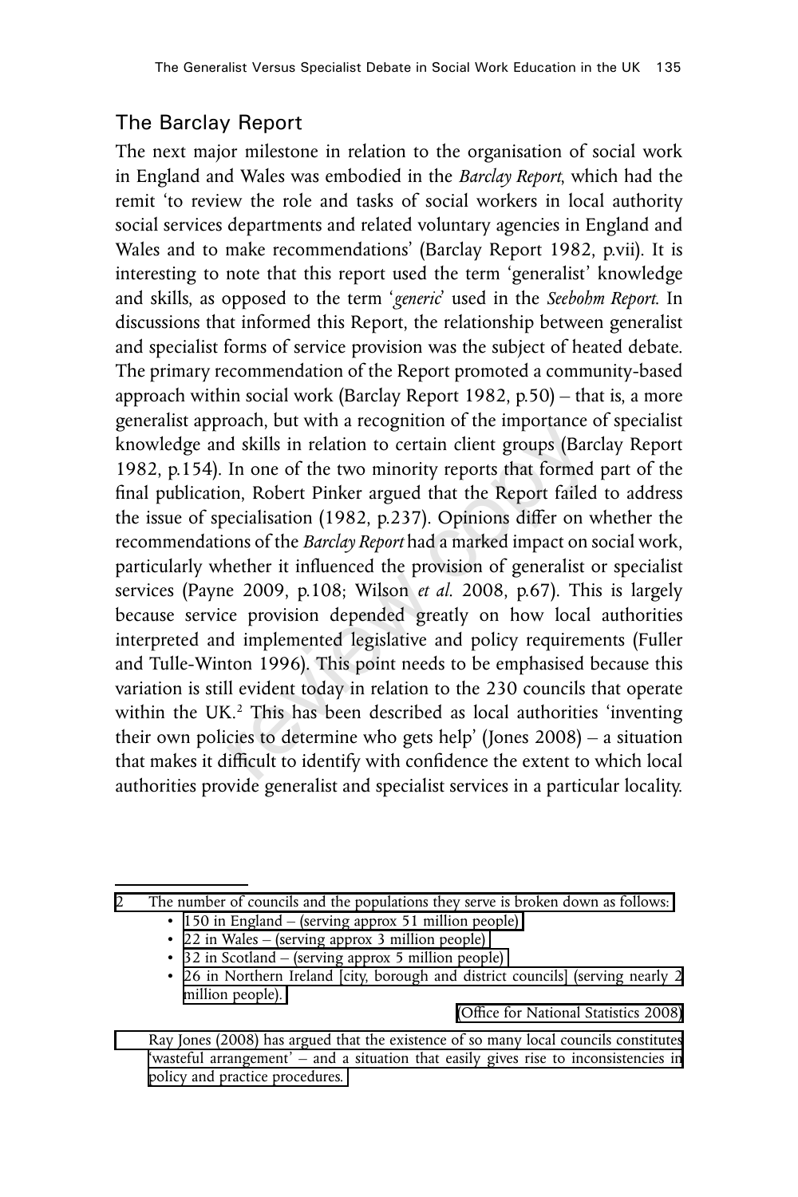## The Barclay Report

The next major milestone in relation to the organisation of social work in England and Wales was embodied in the *Barclay Report*, which had the remit 'to review the role and tasks of social workers in local authority social services departments and related voluntary agencies in England and Wales and to make recommendations' (Barclay Report 1982, p.vii). It is interesting to note that this report used the term 'generalist' knowledge and skills, as opposed to the term '*generic*' used in the *Seebohm Report*. In discussions that informed this Report, the relationship between generalist and specialist forms of service provision was the subject of heated debate. The primary recommendation of the Report promoted a community-based approach within social work (Barclay Report 1982, p.50) – that is, a more generalist approach, but with a recognition of the importance of specialist knowledge and skills in relation to certain client groups (Barclay Report 1982, p.154). In one of the two minority reports that formed part of the final publication, Robert Pinker argued that the Report failed to address the issue of specialisation (1982, p.237). Opinions differ on whether the recommendations of the *Barclay Report* had a marked impact on social work, particularly whether it influenced the provision of generalist or specialist services (Payne 2009, p.108; Wilson *et al*. 2008, p.67). This is largely because service provision depended greatly on how local authorities interpreted and implemented legislative and policy requirements (Fuller and Tulle-Winton 1996). This point needs to be emphasised because this variation is still evident today in relation to the 230 councils that operate within the UK.[2] This has been described as local authorities 'inventing their own policies to determine who gets help' (Jones 2008) – a situation that makes it difficult to identify with confidence the extent to which local authorities provide generalist and specialist services in a particular locality.

---

2 The number of councils and the populations they serve is broken down as follows:

- 150 in England – (serving approx 51 million people)
- 22 in Wales – (serving approx 3 million people)
- 32 in Scotland – (serving approx 5 million people)
- 26 in Northern Ireland [city, borough and district councils] (serving nearly 2 million people).

(Office for National Statistics 2008)

Ray Jones (2008) has argued that the existence of so many local councils constitutes 'wasteful arrangement' – and a situation that easily gives rise to inconsistencies in policy and practice procedures.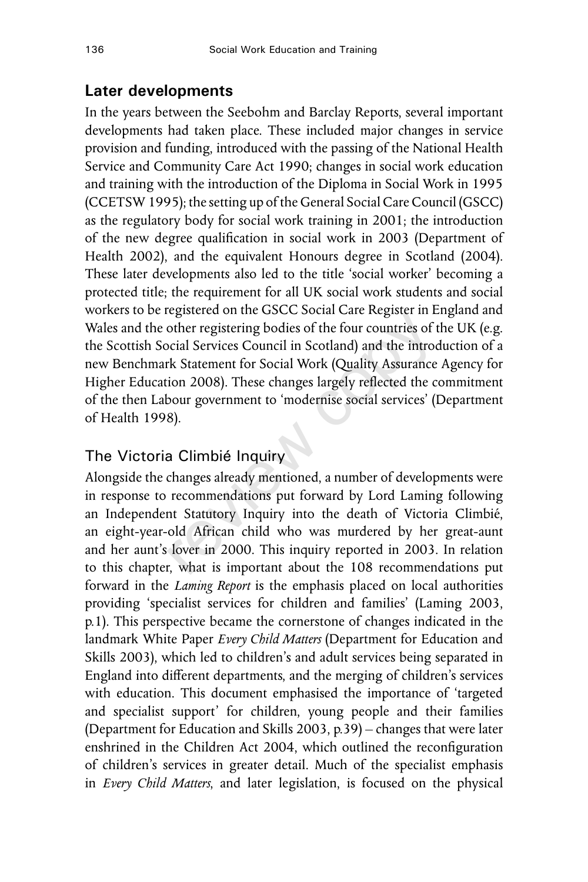## Later developments

In the years between the Seebohm and Barclay Reports, several important developments had taken place. These included major changes in service provision and funding, introduced with the passing of the National Health Service and Community Care Act 1990; changes in social work education and training with the introduction of the Diploma in Social Work in 1995 (CCETSW 1995); the setting up of the General Social Care Council (GSCC) as the regulatory body for social work training in 2001; the introduction of the new degree qualification in social work in 2003 (Department of Health 2002), and the equivalent Honours degree in Scotland (2004). These later developments also led to the title 'social worker' becoming a protected title; the requirement for all UK social work students and social workers to be registered on the GSCC Social Care Register in England and Wales and the other registering bodies of the four countries of the UK (e.g. the Scottish Social Services Council in Scotland) and the introduction of a new Benchmark Statement for Social Work (Quality Assurance Agency for Higher Education 2008). These changes largely reflected the commitment of the then Labour government to 'modernise social services' (Department of Health 1998).

### The Victoria Climbié Inquiry

Alongside the changes already mentioned, a number of developments were in response to recommendations put forward by Lord Laming following an Independent Statutory Inquiry into the death of Victoria Climbié, an eight-year-old African child who was murdered by her great-aunt and her aunt's lover in 2000. This inquiry reported in 2003. In relation to this chapter, what is important about the 108 recommendations put forward in the *Laming Report* is the emphasis placed on local authorities providing 'specialist services for children and families' (Laming 2003, p.1). This perspective became the cornerstone of changes indicated in the landmark White Paper *Every Child Matters* (Department for Education and Skills 2003), which led to children's and adult services being separated in England into different departments, and the merging of children's services with education. This document emphasised the importance of 'targeted and specialist support' for children, young people and their families (Department for Education and Skills 2003, p.39) – changes that were later enshrined in the Children Act 2004, which outlined the reconfiguration of children's services in greater detail. Much of the specialist emphasis in *Every Child Matters*, and later legislation, is focused on the physical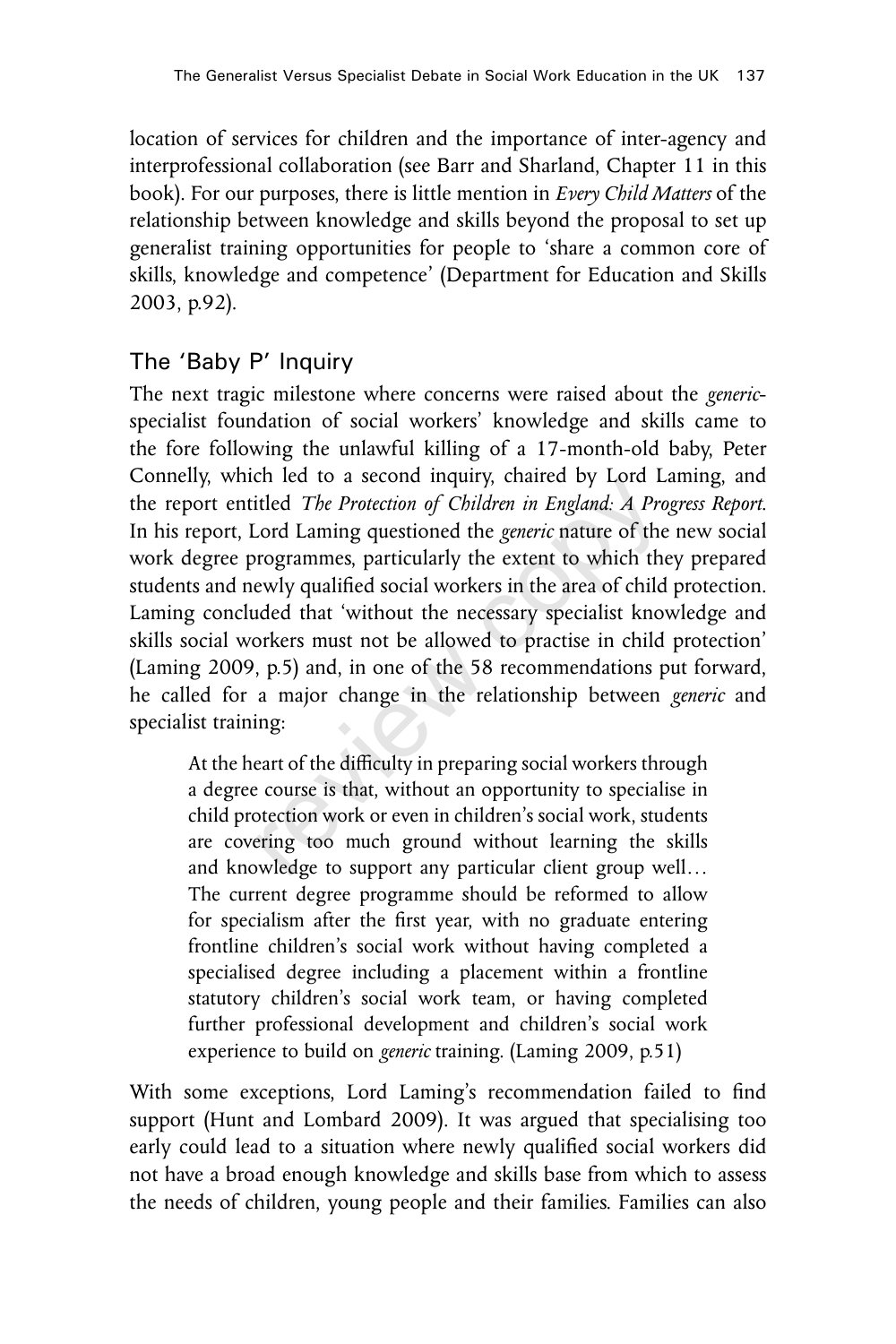location of services for children and the importance of inter-agency and interprofessional collaboration (see Barr and Sharland, Chapter 11 in this book). For our purposes, there is little mention in *Every Child Matters* of the relationship between knowledge and skills beyond the proposal to set up generalist training opportunities for people to 'share a common core of skills, knowledge and competence' (Department for Education and Skills 2003, p.92).

## The 'Baby P' Inquiry

The next tragic milestone where concerns were raised about the *generic*-specialist foundation of social workers' knowledge and skills came to the fore following the unlawful killing of a 17-month-old baby, Peter Connelly, which led to a second inquiry, chaired by Lord Laming, and the report entitled *The Protection of Children in England: A Progress Report*. In his report, Lord Laming questioned the *generic* nature of the new social work degree programmes, particularly the extent to which they prepared students and newly qualified social workers in the area of child protection. Laming concluded that 'without the necessary specialist knowledge and skills social workers must not be allowed to practise in child protection' (Laming 2009, p.5) and, in one of the 58 recommendations put forward, he called for a major change in the relationship between *generic* and specialist training:

> At the heart of the difficulty in preparing social workers through a degree course is that, without an opportunity to specialise in child protection work or even in children's social work, students are covering too much ground without learning the skills and knowledge to support any particular client group well… The current degree programme should be reformed to allow for specialism after the first year, with no graduate entering frontline children's social work without having completed a specialised degree including a placement within a frontline statutory children's social work team, or having completed further professional development and children's social work experience to build on *generic* training. (Laming 2009, p.51)

With some exceptions, Lord Laming's recommendation failed to find support (Hunt and Lombard 2009). It was argued that specialising too early could lead to a situation where newly qualified social workers did not have a broad enough knowledge and skills base from which to assess the needs of children, young people and their families. Families can also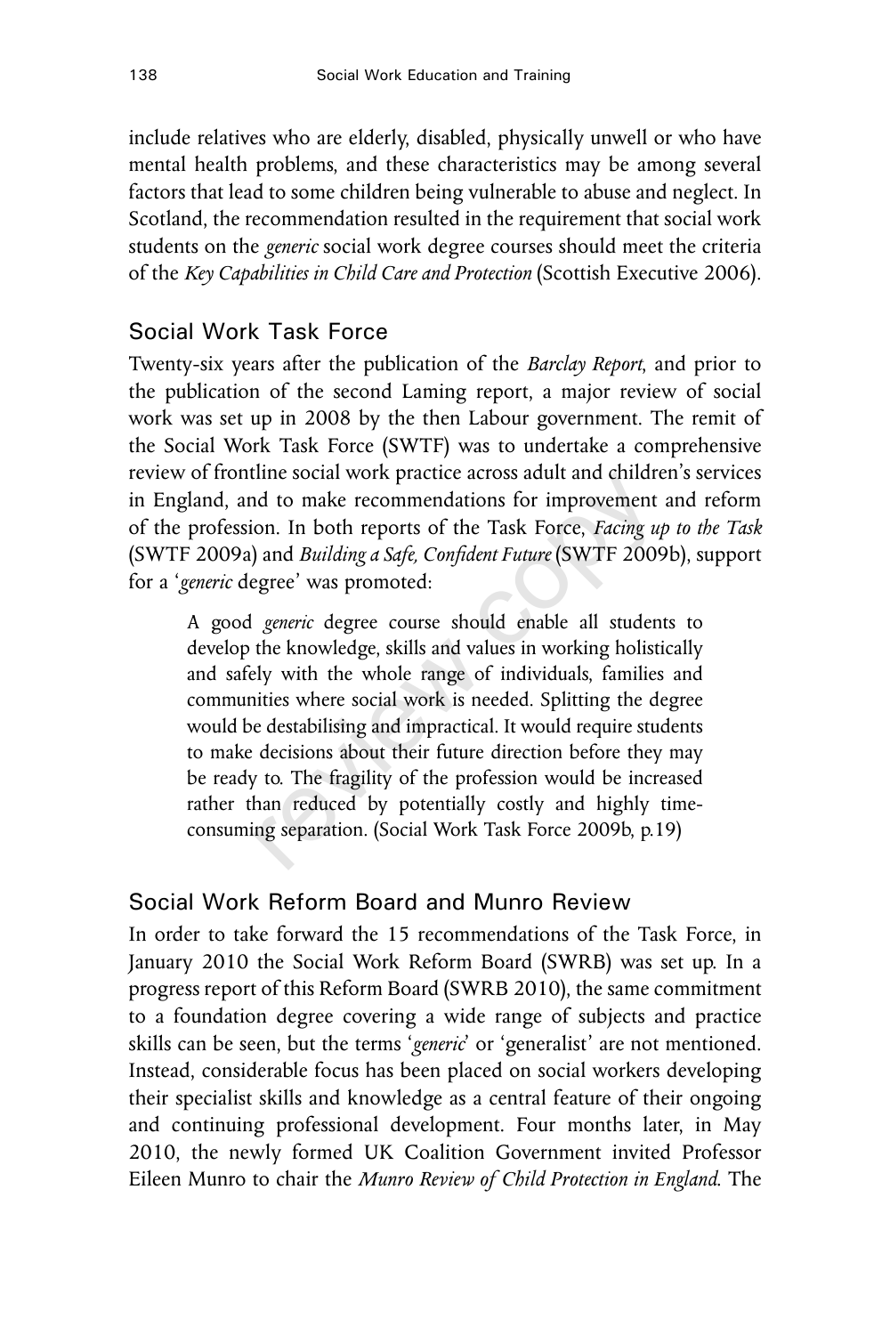include relatives who are elderly, disabled, physically unwell or who have mental health problems, and these characteristics may be among several factors that lead to some children being vulnerable to abuse and neglect. In Scotland, the recommendation resulted in the requirement that social work students on the *generic* social work degree courses should meet the criteria of the *Key Capabilities in Child Care and Protection* (Scottish Executive 2006).

## Social Work Task Force

Twenty-six years after the publication of the *Barclay Report*, and prior to the publication of the second Laming report, a major review of social work was set up in 2008 by the then Labour government. The remit of the Social Work Task Force (SWTF) was to undertake a comprehensive review of frontline social work practice across adult and children's services in England, and to make recommendations for improvement and reform of the profession. In both reports of the Task Force, *Facing up to the Task* (SWTF 2009a) and *Building a Safe, Confident Future* (SWTF 2009b), support for a '*generic* degree' was promoted:

> A good *generic* degree course should enable all students to develop the knowledge, skills and values in working holistically and safely with the whole range of individuals, families and communities where social work is needed. Splitting the degree would be destabilising and impractical. It would require students to make decisions about their future direction before they may be ready to. The fragility of the profession would be increased rather than reduced by potentially costly and highly time-consuming separation. (Social Work Task Force 2009b, p.19)

## Social Work Reform Board and Munro Review

In order to take forward the 15 recommendations of the Task Force, in January 2010 the Social Work Reform Board (SWRB) was set up. In a progress report of this Reform Board (SWRB 2010), the same commitment to a foundation degree covering a wide range of subjects and practice skills can be seen, but the terms '*generic*' or 'generalist' are not mentioned. Instead, considerable focus has been placed on social workers developing their specialist skills and knowledge as a central feature of their ongoing and continuing professional development. Four months later, in May 2010, the newly formed UK Coalition Government invited Professor Eileen Munro to chair the *Munro Review of Child Protection in England*. The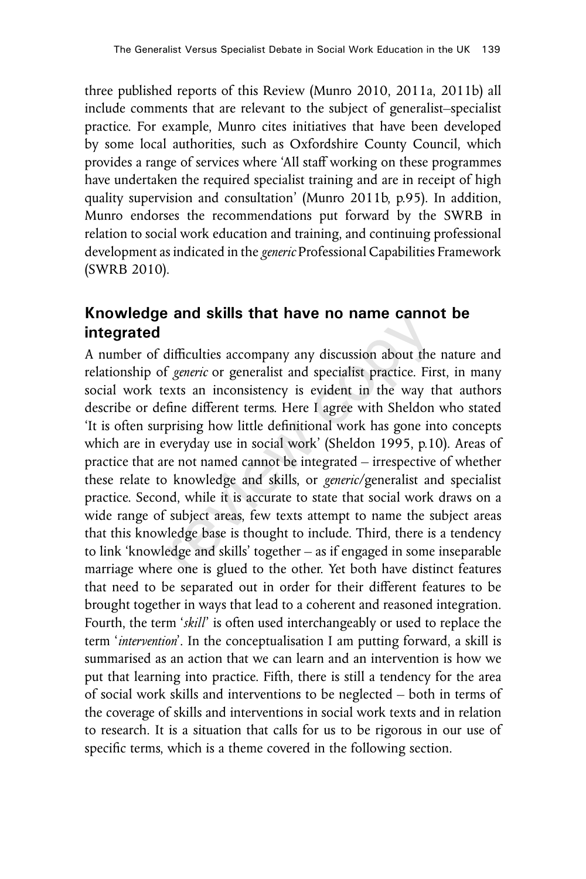three published reports of this Review (Munro 2010, 2011a, 2011b) all include comments that are relevant to the subject of generalist–specialist practice. For example, Munro cites initiatives that have been developed by some local authorities, such as Oxfordshire County Council, which provides a range of services where 'All staff working on these programmes have undertaken the required specialist training and are in receipt of high quality supervision and consultation' (Munro 2011b, p.95). In addition, Munro endorses the recommendations put forward by the SWRB in relation to social work education and training, and continuing professional development as indicated in the *generic* Professional Capabilities Framework (SWRB 2010).

## Knowledge and skills that have no name cannot be integrated

A number of difficulties accompany any discussion about the nature and relationship of *generic* or generalist and specialist practice. First, in many social work texts an inconsistency is evident in the way that authors describe or define different terms. Here I agree with Sheldon who stated 'It is often surprising how little definitional work has gone into concepts which are in everyday use in social work' (Sheldon 1995, p.10). Areas of practice that are not named cannot be integrated – irrespective of whether these relate to knowledge and skills, or *generic*/generalist and specialist practice. Second, while it is accurate to state that social work draws on a wide range of subject areas, few texts attempt to name the subject areas that this knowledge base is thought to include. Third, there is a tendency to link 'knowledge and skills' together – as if engaged in some inseparable marriage where one is glued to the other. Yet both have distinct features that need to be separated out in order for their different features to be brought together in ways that lead to a coherent and reasoned integration. Fourth, the term '*skill*' is often used interchangeably or used to replace the term '*intervention*'. In the conceptualisation I am putting forward, a skill is summarised as an action that we can learn and an intervention is how we put that learning into practice. Fifth, there is still a tendency for the area of social work skills and interventions to be neglected – both in terms of the coverage of skills and interventions in social work texts and in relation to research. It is a situation that calls for us to be rigorous in our use of specific terms, which is a theme covered in the following section.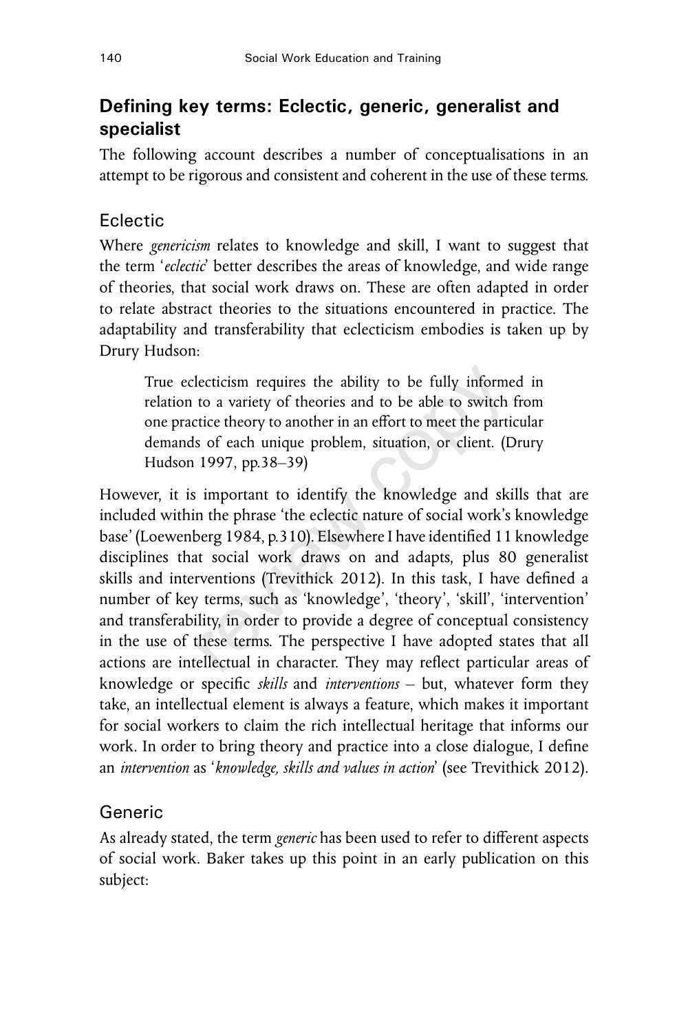## Defining key terms: Eclectic, generic, generalist and specialist

The following account describes a number of conceptualisations in an attempt to be rigorous and consistent and coherent in the use of these terms.

### Eclectic

Where *genericism* relates to knowledge and skill, I want to suggest that the term '*eclectic*' better describes the areas of knowledge, and wide range of theories, that social work draws on. These are often adapted in order to relate abstract theories to the situations encountered in practice. The adaptability and transferability that eclecticism embodies is taken up by Drury Hudson:

> True eclecticism requires the ability to be fully informed in relation to a variety of theories and to be able to switch from one practice theory to another in an effort to meet the particular demands of each unique problem, situation, or client. (Drury Hudson 1997, pp.38–39)

However, it is important to identify the knowledge and skills that are included within the phrase 'the eclectic nature of social work's knowledge base' (Loewenberg 1984, p.310). Elsewhere I have identified 11 knowledge disciplines that social work draws on and adapts, plus 80 generalist skills and interventions (Trevithick 2012). In this task, I have defined a number of key terms, such as 'knowledge', 'theory', 'skill', 'intervention' and transferability, in order to provide a degree of conceptual consistency in the use of these terms. The perspective I have adopted states that all actions are intellectual in character. They may reflect particular areas of knowledge or specific *skills* and *interventions* – but, whatever form they take, an intellectual element is always a feature, which makes it important for social workers to claim the rich intellectual heritage that informs our work. In order to bring theory and practice into a close dialogue, I define an *intervention* as '*knowledge, skills and values in action*' (see Trevithick 2012).

### Generic

As already stated, the term *generic* has been used to refer to different aspects of social work. Baker takes up this point in an early publication on this subject: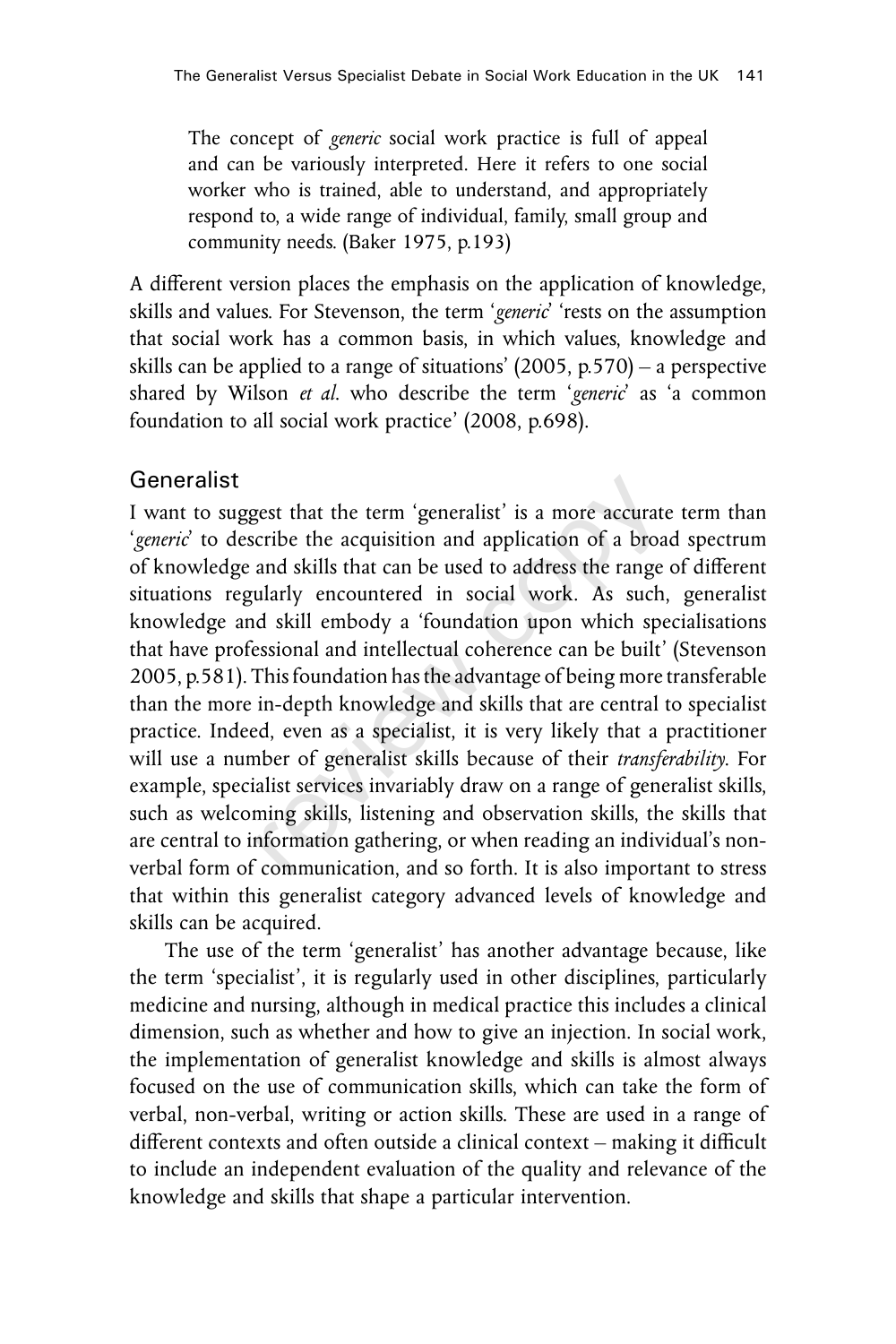> The concept of *generic* social work practice is full of appeal and can be variously interpreted. Here it refers to one social worker who is trained, able to understand, and appropriately respond to, a wide range of individual, family, small group and community needs. (Baker 1975, p.193)

A different version places the emphasis on the application of knowledge, skills and values. For Stevenson, the term '*generic*' 'rests on the assumption that social work has a common basis, in which values, knowledge and skills can be applied to a range of situations' (2005, p.570) – a perspective shared by Wilson *et al.* who describe the term '*generic*' as 'a common foundation to all social work practice' (2008, p.698).

## Generalist

I want to suggest that the term 'generalist' is a more accurate term than '*generic*' to describe the acquisition and application of a broad spectrum of knowledge and skills that can be used to address the range of different situations regularly encountered in social work. As such, generalist knowledge and skill embody a 'foundation upon which specialisations that have professional and intellectual coherence can be built' (Stevenson 2005, p.581). This foundation has the advantage of being more transferable than the more in-depth knowledge and skills that are central to specialist practice. Indeed, even as a specialist, it is very likely that a practitioner will use a number of generalist skills because of their *transferability*. For example, specialist services invariably draw on a range of generalist skills, such as welcoming skills, listening and observation skills, the skills that are central to information gathering, or when reading an individual's non-verbal form of communication, and so forth. It is also important to stress that within this generalist category advanced levels of knowledge and skills can be acquired.

The use of the term 'generalist' has another advantage because, like the term 'specialist', it is regularly used in other disciplines, particularly medicine and nursing, although in medical practice this includes a clinical dimension, such as whether and how to give an injection. In social work, the implementation of generalist knowledge and skills is almost always focused on the use of communication skills, which can take the form of verbal, non-verbal, writing or action skills. These are used in a range of different contexts and often outside a clinical context – making it difficult to include an independent evaluation of the quality and relevance of the knowledge and skills that shape a particular intervention.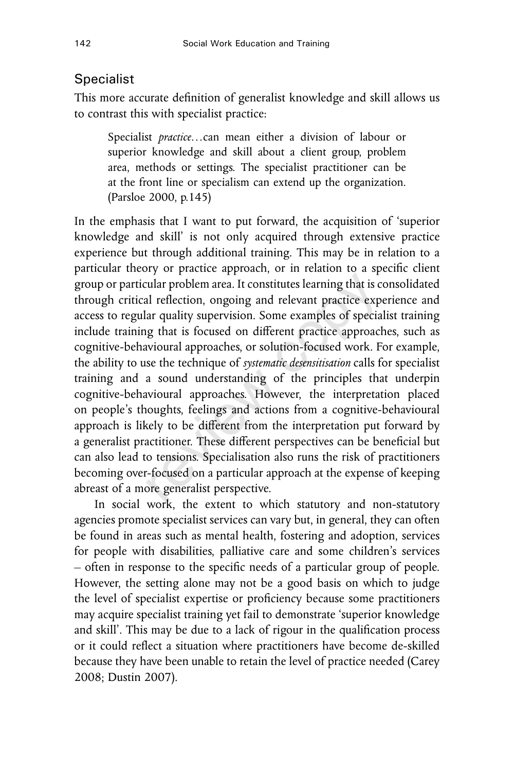## Specialist

This more accurate definition of generalist knowledge and skill allows us to contrast this with specialist practice:

> Specialist *practice*…can mean either a division of labour or superior knowledge and skill about a client group, problem area, methods or settings. The specialist practitioner can be at the front line or specialism can extend up the organization. (Parsloe 2000, p.145)

In the emphasis that I want to put forward, the acquisition of 'superior knowledge and skill' is not only acquired through extensive practice experience but through additional training. This may be in relation to a particular theory or practice approach, or in relation to a specific client group or particular problem area. It constitutes learning that is consolidated through critical reflection, ongoing and relevant practice experience and access to regular quality supervision. Some examples of specialist training include training that is focused on different practice approaches, such as cognitive-behavioural approaches, or solution-focused work. For example, the ability to use the technique of *systematic desensitisation* calls for specialist training and a sound understanding of the principles that underpin cognitive-behavioural approaches. However, the interpretation placed on people's thoughts, feelings and actions from a cognitive-behavioural approach is likely to be different from the interpretation put forward by a generalist practitioner. These different perspectives can be beneficial but can also lead to tensions. Specialisation also runs the risk of practitioners becoming over-focused on a particular approach at the expense of keeping abreast of a more generalist perspective.

In social work, the extent to which statutory and non-statutory agencies promote specialist services can vary but, in general, they can often be found in areas such as mental health, fostering and adoption, services for people with disabilities, palliative care and some children's services – often in response to the specific needs of a particular group of people. However, the setting alone may not be a good basis on which to judge the level of specialist expertise or proficiency because some practitioners may acquire specialist training yet fail to demonstrate 'superior knowledge and skill'. This may be due to a lack of rigour in the qualification process or it could reflect a situation where practitioners have become de-skilled because they have been unable to retain the level of practice needed (Carey 2008; Dustin 2007).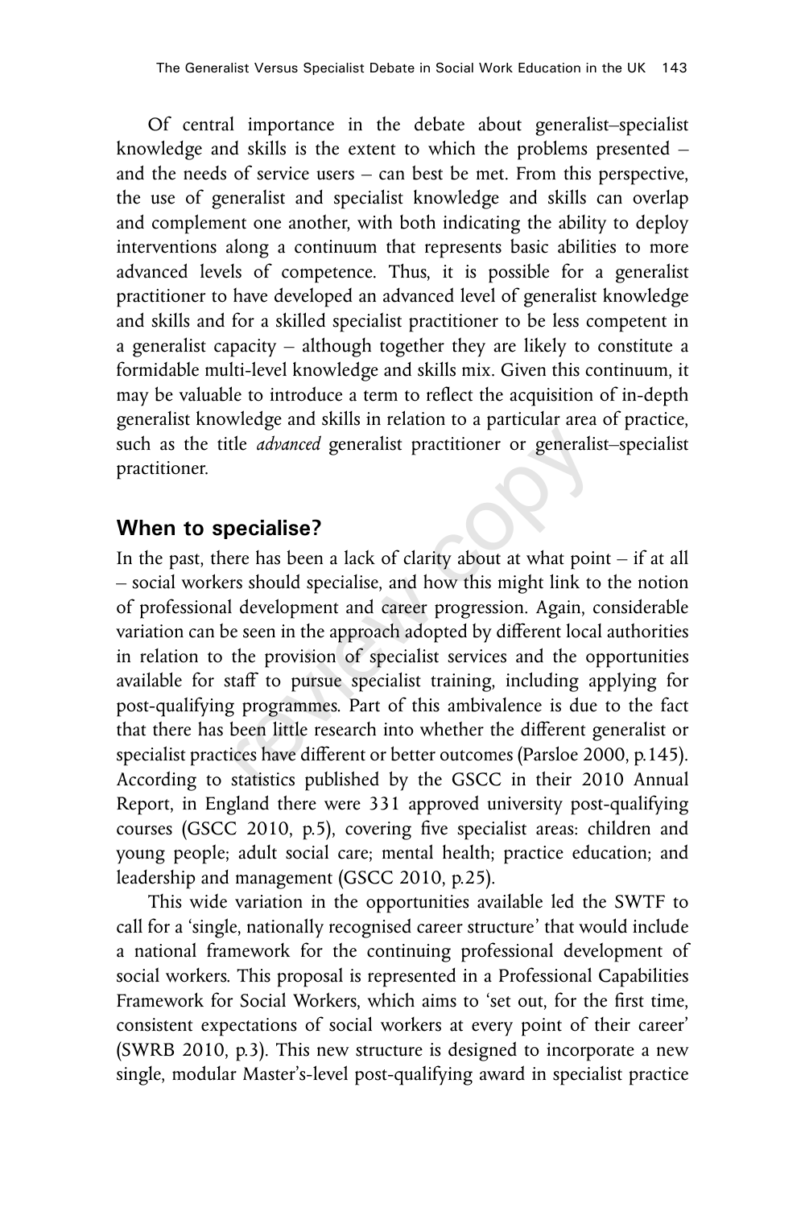Of central importance in the debate about generalist–specialist knowledge and skills is the extent to which the problems presented – and the needs of service users – can best be met. From this perspective, the use of generalist and specialist knowledge and skills can overlap and complement one another, with both indicating the ability to deploy interventions along a continuum that represents basic abilities to more advanced levels of competence. Thus, it is possible for a generalist practitioner to have developed an advanced level of generalist knowledge and skills and for a skilled specialist practitioner to be less competent in a generalist capacity – although together they are likely to constitute a formidable multi-level knowledge and skills mix. Given this continuum, it may be valuable to introduce a term to reflect the acquisition of in-depth generalist knowledge and skills in relation to a particular area of practice, such as the title *advanced* generalist practitioner or generalist–specialist practitioner.

## When to specialise?

In the past, there has been a lack of clarity about at what point – if at all – social workers should specialise, and how this might link to the notion of professional development and career progression. Again, considerable variation can be seen in the approach adopted by different local authorities in relation to the provision of specialist services and the opportunities available for staff to pursue specialist training, including applying for post-qualifying programmes. Part of this ambivalence is due to the fact that there has been little research into whether the different generalist or specialist practices have different or better outcomes (Parsloe 2000, p.145). According to statistics published by the GSCC in their 2010 Annual Report, in England there were 331 approved university post-qualifying courses (GSCC 2010, p.5), covering five specialist areas: children and young people; adult social care; mental health; practice education; and leadership and management (GSCC 2010, p.25).

This wide variation in the opportunities available led the SWTF to call for a 'single, nationally recognised career structure' that would include a national framework for the continuing professional development of social workers. This proposal is represented in a Professional Capabilities Framework for Social Workers, which aims to 'set out, for the first time, consistent expectations of social workers at every point of their career' (SWRB 2010, p.3). This new structure is designed to incorporate a new single, modular Master's-level post-qualifying award in specialist practice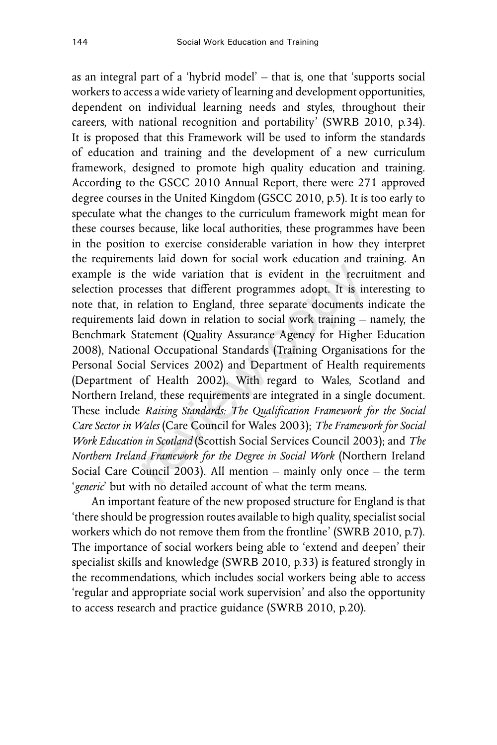as an integral part of a 'hybrid model' – that is, one that 'supports social workers to access a wide variety of learning and development opportunities, dependent on individual learning needs and styles, throughout their careers, with national recognition and portability' (SWRB 2010, p.34). It is proposed that this Framework will be used to inform the standards of education and training and the development of a new curriculum framework, designed to promote high quality education and training. According to the GSCC 2010 Annual Report, there were 271 approved degree courses in the United Kingdom (GSCC 2010, p.5). It is too early to speculate what the changes to the curriculum framework might mean for these courses because, like local authorities, these programmes have been in the position to exercise considerable variation in how they interpret the requirements laid down for social work education and training. An example is the wide variation that is evident in the recruitment and selection processes that different programmes adopt. It is interesting to note that, in relation to England, three separate documents indicate the requirements laid down in relation to social work training – namely, the Benchmark Statement (Quality Assurance Agency for Higher Education 2008), National Occupational Standards (Training Organisations for the Personal Social Services 2002) and Department of Health requirements (Department of Health 2002). With regard to Wales, Scotland and Northern Ireland, these requirements are integrated in a single document. These include *Raising Standards: The Qualification Framework for the Social Care Sector in Wales* (Care Council for Wales 2003); *The Framework for Social Work Education in Scotland* (Scottish Social Services Council 2003); and *The Northern Ireland Framework for the Degree in Social Work* (Northern Ireland Social Care Council 2003). All mention – mainly only once – the term '*generic*' but with no detailed account of what the term means.

An important feature of the new proposed structure for England is that 'there should be progression routes available to high quality, specialist social workers which do not remove them from the frontline' (SWRB 2010, p.7). The importance of social workers being able to 'extend and deepen' their specialist skills and knowledge (SWRB 2010, p.33) is featured strongly in the recommendations, which includes social workers being able to access 'regular and appropriate social work supervision' and also the opportunity to access research and practice guidance (SWRB 2010, p.20).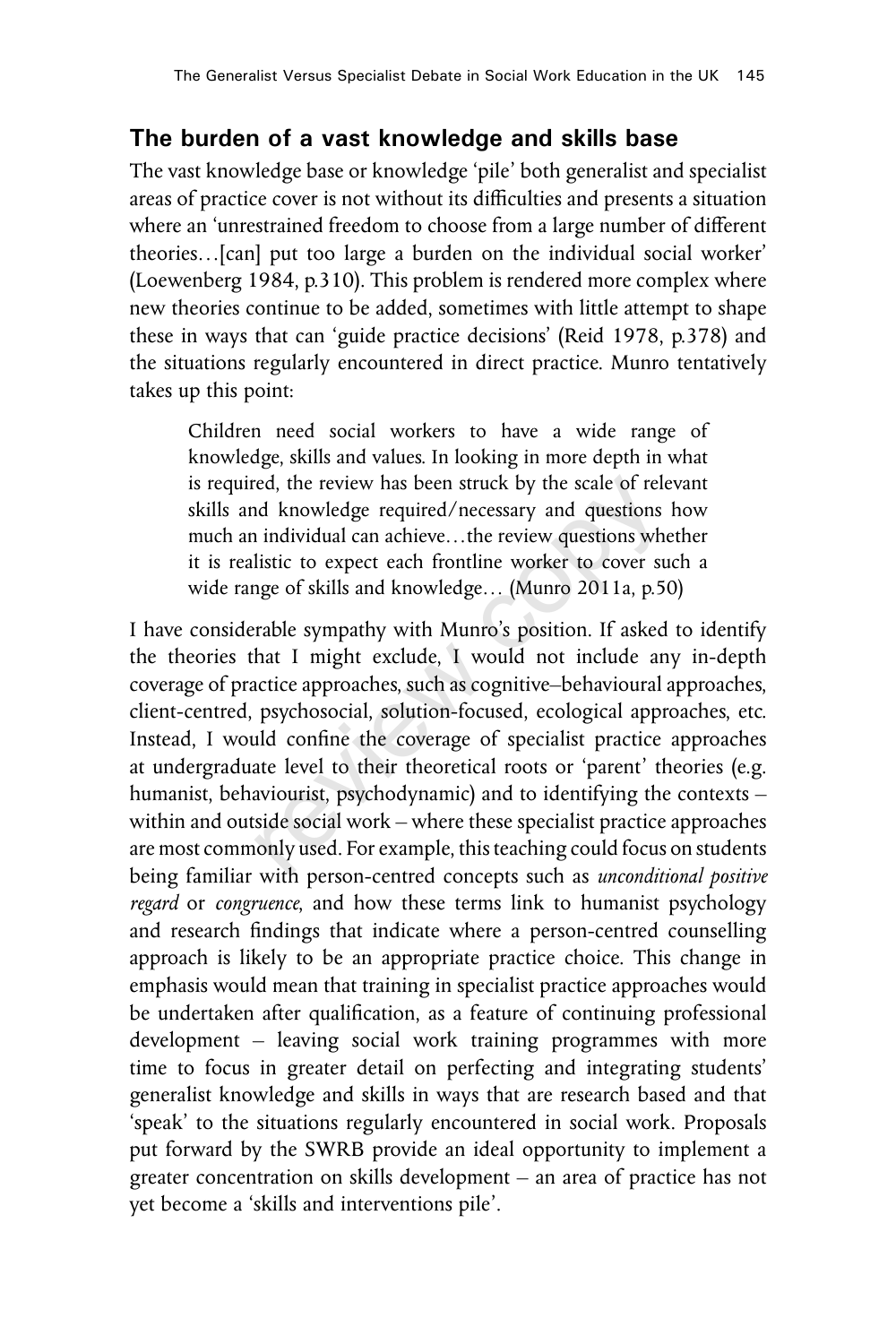## The burden of a vast knowledge and skills base

The vast knowledge base or knowledge 'pile' both generalist and specialist areas of practice cover is not without its difficulties and presents a situation where an 'unrestrained freedom to choose from a large number of different theories…[can] put too large a burden on the individual social worker' (Loewenberg 1984, p.310). This problem is rendered more complex where new theories continue to be added, sometimes with little attempt to shape these in ways that can 'guide practice decisions' (Reid 1978, p.378) and the situations regularly encountered in direct practice. Munro tentatively takes up this point:

> Children need social workers to have a wide range of knowledge, skills and values. In looking in more depth in what is required, the review has been struck by the scale of relevant skills and knowledge required/necessary and questions how much an individual can achieve…the review questions whether it is realistic to expect each frontline worker to cover such a wide range of skills and knowledge… (Munro 2011a, p.50)

I have considerable sympathy with Munro's position. If asked to identify the theories that I might exclude, I would not include any in-depth coverage of practice approaches, such as cognitive–behavioural approaches, client-centred, psychosocial, solution-focused, ecological approaches, etc. Instead, I would confine the coverage of specialist practice approaches at undergraduate level to their theoretical roots or 'parent' theories (e.g. humanist, behaviourist, psychodynamic) and to identifying the contexts – within and outside social work – where these specialist practice approaches are most commonly used. For example, this teaching could focus on students being familiar with person-centred concepts such as *unconditional positive regard* or *congruence,* and how these terms link to humanist psychology and research findings that indicate where a person-centred counselling approach is likely to be an appropriate practice choice. This change in emphasis would mean that training in specialist practice approaches would be undertaken after qualification, as a feature of continuing professional development – leaving social work training programmes with more time to focus in greater detail on perfecting and integrating students' generalist knowledge and skills in ways that are research based and that 'speak' to the situations regularly encountered in social work. Proposals put forward by the SWRB provide an ideal opportunity to implement a greater concentration on skills development – an area of practice has not yet become a 'skills and interventions pile'.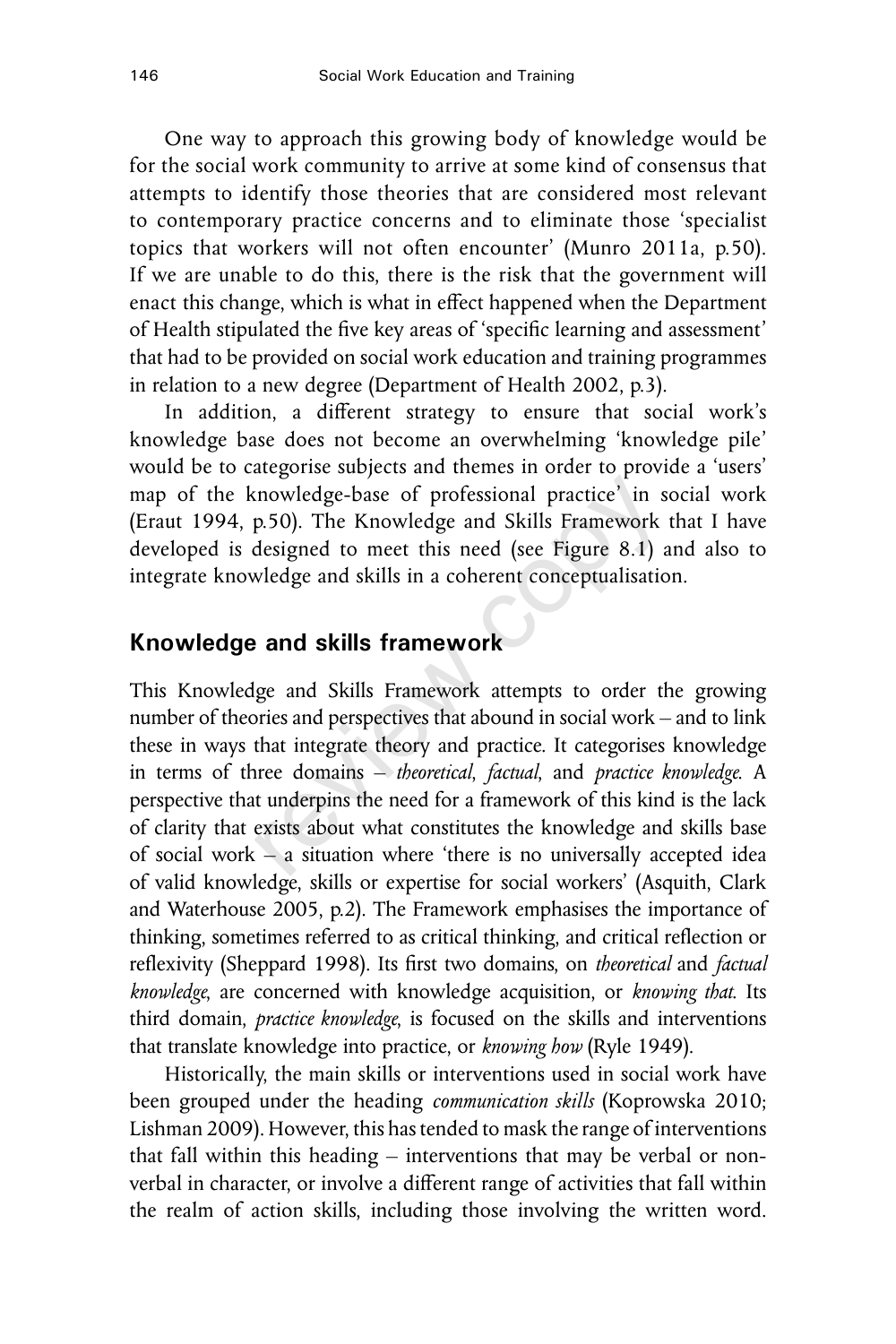One way to approach this growing body of knowledge would be for the social work community to arrive at some kind of consensus that attempts to identify those theories that are considered most relevant to contemporary practice concerns and to eliminate those 'specialist topics that workers will not often encounter' (Munro 2011a, p.50). If we are unable to do this, there is the risk that the government will enact this change, which is what in effect happened when the Department of Health stipulated the five key areas of 'specific learning and assessment' that had to be provided on social work education and training programmes in relation to a new degree (Department of Health 2002, p.3).

In addition, a different strategy to ensure that social work's knowledge base does not become an overwhelming 'knowledge pile' would be to categorise subjects and themes in order to provide a 'users' map of the knowledge-base of professional practice' in social work (Eraut 1994, p.50). The Knowledge and Skills Framework that I have developed is designed to meet this need (see Figure 8.1) and also to integrate knowledge and skills in a coherent conceptualisation.

## Knowledge and skills framework

This Knowledge and Skills Framework attempts to order the growing number of theories and perspectives that abound in social work – and to link these in ways that integrate theory and practice. It categorises knowledge in terms of three domains – *theoretical*, *factual*, and *practice knowledge*. A perspective that underpins the need for a framework of this kind is the lack of clarity that exists about what constitutes the knowledge and skills base of social work – a situation where 'there is no universally accepted idea of valid knowledge, skills or expertise for social workers' (Asquith, Clark and Waterhouse 2005, p.2). The Framework emphasises the importance of thinking, sometimes referred to as critical thinking, and critical reflection or reflexivity (Sheppard 1998). Its first two domains, on *theoretical* and *factual knowledge*, are concerned with knowledge acquisition, or *knowing that*. Its third domain, *practice knowledge*, is focused on the skills and interventions that translate knowledge into practice, or *knowing how* (Ryle 1949).

Historically, the main skills or interventions used in social work have been grouped under the heading *communication skills* (Koprowska 2010; Lishman 2009). However, this has tended to mask the range of interventions that fall within this heading – interventions that may be verbal or non-verbal in character, or involve a different range of activities that fall within the realm of action skills, including those involving the written word.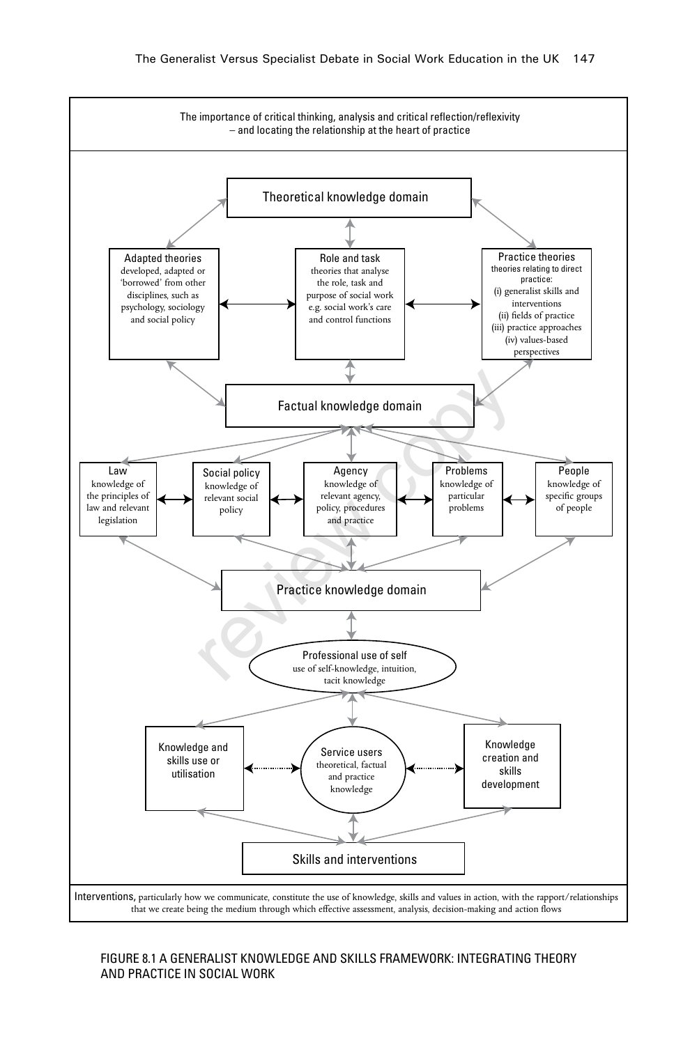The importance of critical thinking, analysis and critical reflection/reflexivity – and locating the relationship at the heart of practice

**Theoretical knowledge domain**

**Adapted theories**
developed, adapted or 'borrowed' from other disciplines, such as psychology, sociology and social policy

**Role and task**
theories that analyse the role, task and purpose of social work e.g. social work's care and control functions

**Practice theories**
theories relating to direct practice:
(i) generalist skills and interventions
(ii) fields of practice
(iii) practice approaches
(iv) values-based perspectives

**Factual knowledge domain**

**Law**
knowledge of the principles of law and relevant legislation

**Social policy**
knowledge of relevant social policy

**Agency**
knowledge of relevant agency, policy, procedures and practice

**Problems**
knowledge of particular problems

**People**
knowledge of specific groups of people

**Practice knowledge domain**

**Professional use of self**
use of self-knowledge, intuition, tacit knowledge

**Knowledge and skills use or utilisation**

**Service users**
theoretical, factual and practice knowledge

**Knowledge creation and skills development**

**Skills and interventions**

Interventions, particularly how we communicate, constitute the use of knowledge, skills and values in action, with the rapport/relationships that we create being the medium through which effective assessment, analysis, decision-making and action flows

FIGURE 8.1 A GENERALIST KNOWLEDGE AND SKILLS FRAMEWORK: INTEGRATING THEORY AND PRACTICE IN SOCIAL WORK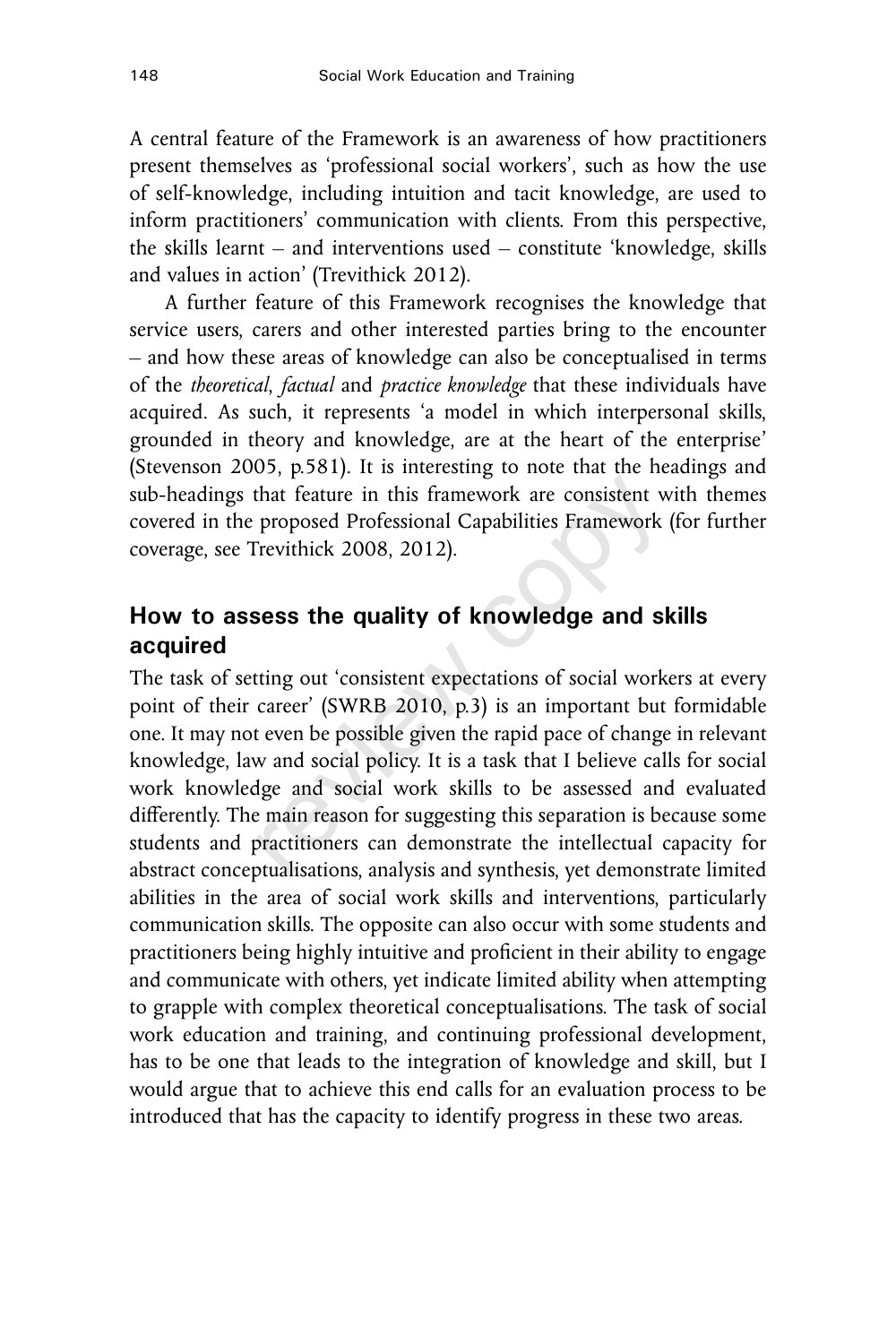A central feature of the Framework is an awareness of how practitioners present themselves as 'professional social workers', such as how the use of self-knowledge, including intuition and tacit knowledge, are used to inform practitioners' communication with clients. From this perspective, the skills learnt – and interventions used – constitute 'knowledge, skills and values in action' (Trevithick 2012).

A further feature of this Framework recognises the knowledge that service users, carers and other interested parties bring to the encounter – and how these areas of knowledge can also be conceptualised in terms of the *theoretical*, *factual* and *practice knowledge* that these individuals have acquired. As such, it represents 'a model in which interpersonal skills, grounded in theory and knowledge, are at the heart of the enterprise' (Stevenson 2005, p.581). It is interesting to note that the headings and sub-headings that feature in this framework are consistent with themes covered in the proposed Professional Capabilities Framework (for further coverage, see Trevithick 2008, 2012).

## How to assess the quality of knowledge and skills acquired

The task of setting out 'consistent expectations of social workers at every point of their career' (SWRB 2010, p.3) is an important but formidable one. It may not even be possible given the rapid pace of change in relevant knowledge, law and social policy. It is a task that I believe calls for social work knowledge and social work skills to be assessed and evaluated differently. The main reason for suggesting this separation is because some students and practitioners can demonstrate the intellectual capacity for abstract conceptualisations, analysis and synthesis, yet demonstrate limited abilities in the area of social work skills and interventions, particularly communication skills. The opposite can also occur with some students and practitioners being highly intuitive and proficient in their ability to engage and communicate with others, yet indicate limited ability when attempting to grapple with complex theoretical conceptualisations. The task of social work education and training, and continuing professional development, has to be one that leads to the integration of knowledge and skill, but I would argue that to achieve this end calls for an evaluation process to be introduced that has the capacity to identify progress in these two areas.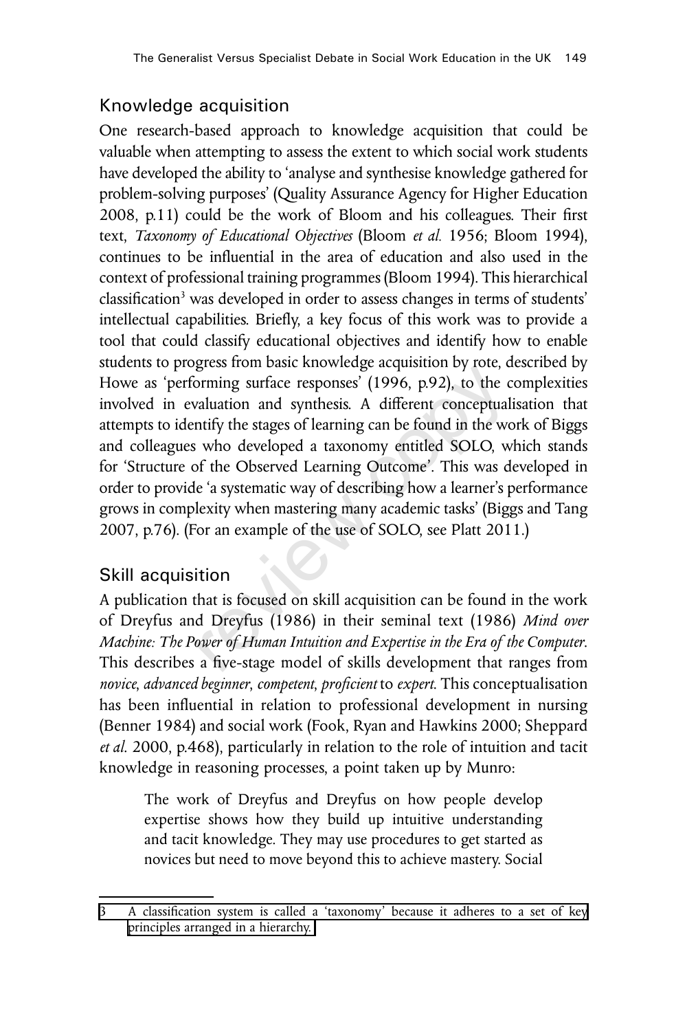## Knowledge acquisition

One research-based approach to knowledge acquisition that could be valuable when attempting to assess the extent to which social work students have developed the ability to 'analyse and synthesise knowledge gathered for problem-solving purposes' (Quality Assurance Agency for Higher Education 2008, p.11) could be the work of Bloom and his colleagues. Their first text, *Taxonomy of Educational Objectives* (Bloom *et al.* 1956; Bloom 1994), continues to be influential in the area of education and also used in the context of professional training programmes (Bloom 1994). This hierarchical classification[3] was developed in order to assess changes in terms of students' intellectual capabilities. Briefly, a key focus of this work was to provide a tool that could classify educational objectives and identify how to enable students to progress from basic knowledge acquisition by rote, described by Howe as 'performing surface responses' (1996, p.92), to the complexities involved in evaluation and synthesis. A different conceptualisation that attempts to identify the stages of learning can be found in the work of Biggs and colleagues who developed a taxonomy entitled SOLO, which stands for 'Structure of the Observed Learning Outcome'. This was developed in order to provide 'a systematic way of describing how a learner's performance grows in complexity when mastering many academic tasks' (Biggs and Tang 2007, p.76). (For an example of the use of SOLO, see Platt 2011.)

## Skill acquisition

A publication that is focused on skill acquisition can be found in the work of Dreyfus and Dreyfus (1986) in their seminal text (1986) *Mind over Machine: The Power of Human Intuition and Expertise in the Era of the Computer*. This describes a five-stage model of skills development that ranges from *novice*, *advanced beginner*, *competent*, *proficient* to *expert*. This conceptualisation has been influential in relation to professional development in nursing (Benner 1984) and social work (Fook, Ryan and Hawkins 2000; Sheppard *et al.* 2000, p.468), particularly in relation to the role of intuition and tacit knowledge in reasoning processes, a point taken up by Munro:

> The work of Dreyfus and Dreyfus on how people develop expertise shows how they build up intuitive understanding and tacit knowledge. They may use procedures to get started as novices but need to move beyond this to achieve mastery. Social

---

3 A classification system is called a 'taxonomy' because it adheres to a set of key principles arranged in a hierarchy.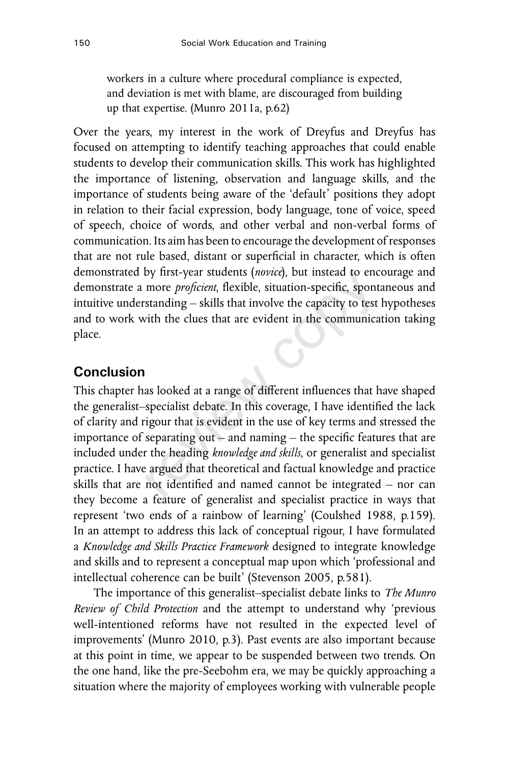workers in a culture where procedural compliance is expected, and deviation is met with blame, are discouraged from building up that expertise. (Munro 2011a, p.62)

Over the years, my interest in the work of Dreyfus and Dreyfus has focused on attempting to identify teaching approaches that could enable students to develop their communication skills. This work has highlighted the importance of listening, observation and language skills, and the importance of students being aware of the 'default' positions they adopt in relation to their facial expression, body language, tone of voice, speed of speech, choice of words, and other verbal and non-verbal forms of communication. Its aim has been to encourage the development of responses that are not rule based, distant or superficial in character, which is often demonstrated by first-year students (*novice*), but instead to encourage and demonstrate a more *proficient*, flexible, situation-specific, spontaneous and intuitive understanding – skills that involve the capacity to test hypotheses and to work with the clues that are evident in the communication taking place.

## Conclusion

This chapter has looked at a range of different influences that have shaped the generalist–specialist debate. In this coverage, I have identified the lack of clarity and rigour that is evident in the use of key terms and stressed the importance of separating out – and naming – the specific features that are included under the heading *knowledge and skills*, or generalist and specialist practice. I have argued that theoretical and factual knowledge and practice skills that are not identified and named cannot be integrated – nor can they become a feature of generalist and specialist practice in ways that represent 'two ends of a rainbow of learning' (Coulshed 1988, p.159). In an attempt to address this lack of conceptual rigour, I have formulated a *Knowledge and Skills Practice Framework* designed to integrate knowledge and skills and to represent a conceptual map upon which 'professional and intellectual coherence can be built' (Stevenson 2005, p.581).

The importance of this generalist–specialist debate links to *The Munro Review of Child Protection* and the attempt to understand why 'previous well-intentioned reforms have not resulted in the expected level of improvements' (Munro 2010, p.3). Past events are also important because at this point in time, we appear to be suspended between two trends. On the one hand, like the pre-Seebohm era, we may be quickly approaching a situation where the majority of employees working with vulnerable people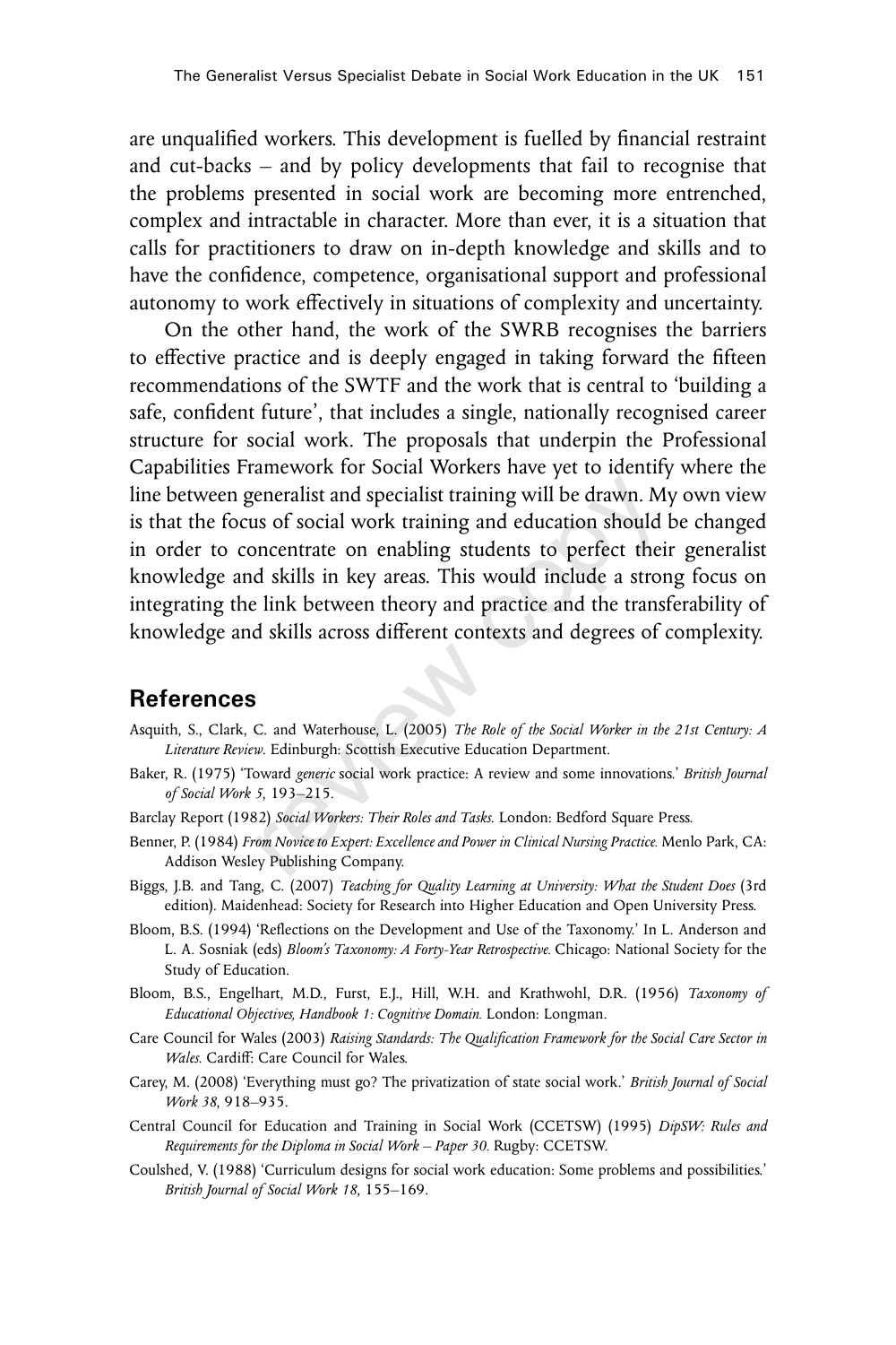are unqualified workers. This development is fuelled by financial restraint and cut-backs – and by policy developments that fail to recognise that the problems presented in social work are becoming more entrenched, complex and intractable in character. More than ever, it is a situation that calls for practitioners to draw on in-depth knowledge and skills and to have the confidence, competence, organisational support and professional autonomy to work effectively in situations of complexity and uncertainty.

On the other hand, the work of the SWRB recognises the barriers to effective practice and is deeply engaged in taking forward the fifteen recommendations of the SWTF and the work that is central to 'building a safe, confident future', that includes a single, nationally recognised career structure for social work. The proposals that underpin the Professional Capabilities Framework for Social Workers have yet to identify where the line between generalist and specialist training will be drawn. My own view is that the focus of social work training and education should be changed in order to concentrate on enabling students to perfect their generalist knowledge and skills in key areas. This would include a strong focus on integrating the link between theory and practice and the transferability of knowledge and skills across different contexts and degrees of complexity.

## References

Asquith, S., Clark, C. and Waterhouse, L. (2005) *The Role of the Social Worker in the 21st Century: A Literature Review.* Edinburgh: Scottish Executive Education Department.

Baker, R. (1975) 'Toward *generic* social work practice: A review and some innovations.' *British Journal of Social Work 5*, 193–215.

Barclay Report (1982) *Social Workers: Their Roles and Tasks.* London: Bedford Square Press.

Benner, P. (1984) *From Novice to Expert: Excellence and Power in Clinical Nursing Practice.* Menlo Park, CA: Addison Wesley Publishing Company.

Biggs, J.B. and Tang, C. (2007) *Teaching for Quality Learning at University: What the Student Does* (3rd edition). Maidenhead: Society for Research into Higher Education and Open University Press.

Bloom, B.S. (1994) 'Reflections on the Development and Use of the Taxonomy.' In L. Anderson and L. A. Sosniak (eds) *Bloom's Taxonomy: A Forty-Year Retrospective.* Chicago: National Society for the Study of Education.

Bloom, B.S., Engelhart, M.D., Furst, E.J., Hill, W.H. and Krathwohl, D.R. (1956) *Taxonomy of Educational Objectives, Handbook 1: Cognitive Domain.* London: Longman.

Care Council for Wales (2003) *Raising Standards: The Qualification Framework for the Social Care Sector in Wales.* Cardiff: Care Council for Wales.

Carey, M. (2008) 'Everything must go? The privatization of state social work.' *British Journal of Social Work 38*, 918–935.

Central Council for Education and Training in Social Work (CCETSW) (1995) *DipSW: Rules and Requirements for the Diploma in Social Work – Paper 30.* Rugby: CCETSW.

Coulshed, V. (1988) 'Curriculum designs for social work education: Some problems and possibilities.' *British Journal of Social Work 18*, 155–169.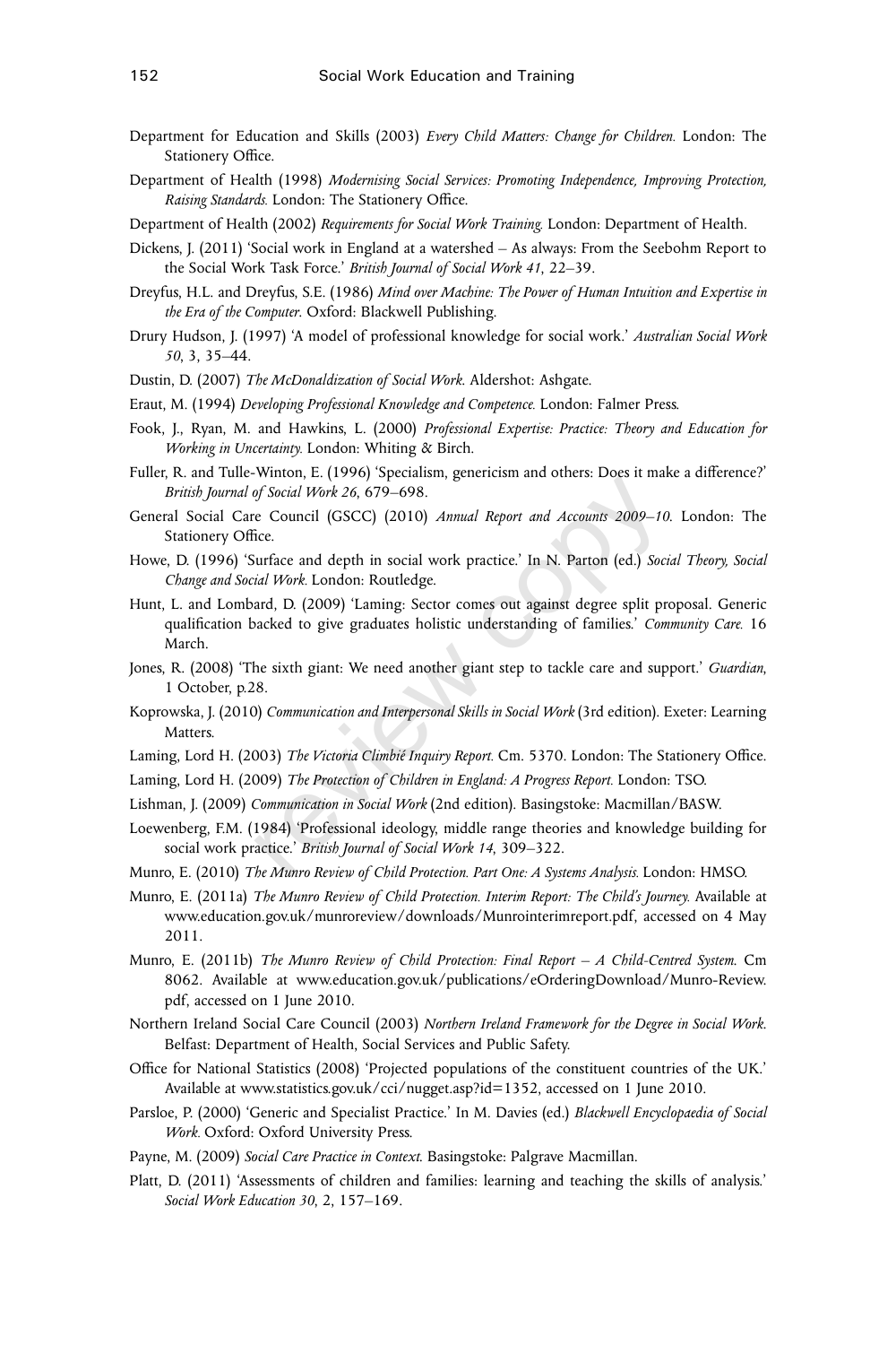Department for Education and Skills (2003) *Every Child Matters: Change for Children.* London: The Stationery Office.

Department of Health (1998) *Modernising Social Services: Promoting Independence, Improving Protection, Raising Standards.* London: The Stationery Office.

Department of Health (2002) *Requirements for Social Work Training.* London: Department of Health.

Dickens, J. (2011) 'Social work in England at a watershed – As always: From the Seebohm Report to the Social Work Task Force.' *British Journal of Social Work 41*, 22–39.

Dreyfus, H.L. and Dreyfus, S.E. (1986) *Mind over Machine: The Power of Human Intuition and Expertise in the Era of the Computer.* Oxford: Blackwell Publishing.

Drury Hudson, J. (1997) 'A model of professional knowledge for social work.' *Australian Social Work 50*, 3, 35–44.

Dustin, D. (2007) *The McDonaldization of Social Work.* Aldershot: Ashgate.

Eraut, M. (1994) *Developing Professional Knowledge and Competence.* London: Falmer Press.

Fook, J., Ryan, M. and Hawkins, L. (2000) *Professional Expertise: Practice: Theory and Education for Working in Uncertainty.* London: Whiting & Birch.

Fuller, R. and Tulle-Winton, E. (1996) 'Specialism, genericism and others: Does it make a difference?' *British Journal of Social Work 26*, 679–698.

General Social Care Council (GSCC) (2010) *Annual Report and Accounts 2009–10.* London: The Stationery Office.

Howe, D. (1996) 'Surface and depth in social work practice.' In N. Parton (ed.) *Social Theory, Social Change and Social Work.* London: Routledge.

Hunt, L. and Lombard, D. (2009) 'Laming: Sector comes out against degree split proposal. Generic qualification backed to give graduates holistic understanding of families.' *Community Care.* 16 March.

Jones, R. (2008) 'The sixth giant: We need another giant step to tackle care and support.' *Guardian*, 1 October, p.28.

Koprowska, J. (2010) *Communication and Interpersonal Skills in Social Work* (3rd edition). Exeter: Learning Matters.

Laming, Lord H. (2003) *The Victoria Climbié Inquiry Report.* Cm. 5370. London: The Stationery Office.

Laming, Lord H. (2009) *The Protection of Children in England: A Progress Report.* London: TSO.

Lishman, J. (2009) *Communication in Social Work* (2nd edition). Basingstoke: Macmillan/BASW.

Loewenberg, F.M. (1984) 'Professional ideology, middle range theories and knowledge building for social work practice.' *British Journal of Social Work 14*, 309–322.

Munro, E. (2010) *The Munro Review of Child Protection. Part One: A Systems Analysis.* London: HMSO.

Munro, E. (2011a) *The Munro Review of Child Protection. Interim Report: The Child's Journey.* Available at www.education.gov.uk/munroreview/downloads/Munrointerimreport.pdf, accessed on 4 May 2011.

Munro, E. (2011b) *The Munro Review of Child Protection: Final Report – A Child-Centred System.* Cm 8062. Available at www.education.gov.uk/publications/eOrderingDownload/Munro-Review.pdf, accessed on 1 June 2010.

Northern Ireland Social Care Council (2003) *Northern Ireland Framework for the Degree in Social Work.* Belfast: Department of Health, Social Services and Public Safety.

Office for National Statistics (2008) 'Projected populations of the constituent countries of the UK.' Available at www.statistics.gov.uk/cci/nugget.asp?id=1352, accessed on 1 June 2010.

Parsloe, P. (2000) 'Generic and Specialist Practice.' In M. Davies (ed.) *Blackwell Encyclopaedia of Social Work.* Oxford: Oxford University Press.

Payne, M. (2009) *Social Care Practice in Context.* Basingstoke: Palgrave Macmillan.

Platt, D. (2011) 'Assessments of children and families: learning and teaching the skills of analysis.' *Social Work Education 30*, 2, 157–169.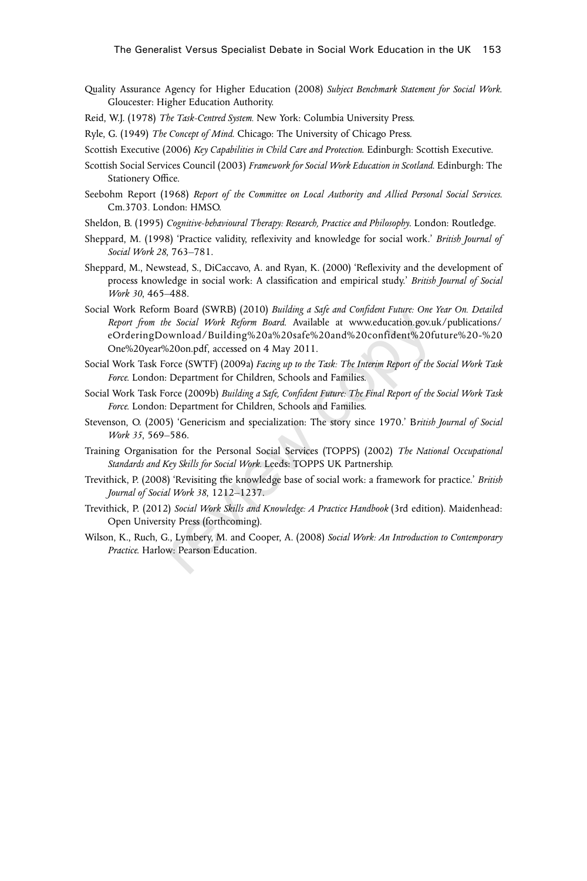Quality Assurance Agency for Higher Education (2008) *Subject Benchmark Statement for Social Work*. Gloucester: Higher Education Authority.

Reid, W.J. (1978) *The Task-Centred System*. New York: Columbia University Press.

Ryle, G. (1949) *The Concept of Mind*. Chicago: The University of Chicago Press.

Scottish Executive (2006) *Key Capabilities in Child Care and Protection*. Edinburgh: Scottish Executive.

Scottish Social Services Council (2003) *Framework for Social Work Education in Scotland*. Edinburgh: The Stationery Office.

Seebohm Report (1968) *Report of the Committee on Local Authority and Allied Personal Social Services*. Cm.3703. London: HMSO.

Sheldon, B. (1995) *Cognitive-behavioural Therapy: Research, Practice and Philosophy*. London: Routledge.

Sheppard, M. (1998) 'Practice validity, reflexivity and knowledge for social work.' *British Journal of Social Work 28*, 763–781.

Sheppard, M., Newstead, S., DiCaccavo, A. and Ryan, K. (2000) 'Reflexivity and the development of process knowledge in social work: A classification and empirical study.' *British Journal of Social Work 30*, 465–488.

Social Work Reform Board (SWRB) (2010) *Building a Safe and Confident Future: One Year On. Detailed Report from the Social Work Reform Board*. Available at www.education.gov.uk/publications/eOrderingDownload/Building%20a%20safe%20and%20confident%20future%20-%20One%20year%20on.pdf, accessed on 4 May 2011.

Social Work Task Force (SWTF) (2009a) *Facing up to the Task: The Interim Report of the Social Work Task Force*. London: Department for Children, Schools and Families.

Social Work Task Force (2009b) *Building a Safe, Confident Future: The Final Report of the Social Work Task Force*. London: Department for Children, Schools and Families.

Stevenson, O. (2005) 'Genericism and specialization: The story since 1970.' *British Journal of Social Work 35*, 569–586.

Training Organisation for the Personal Social Services (TOPPS) (2002) *The National Occupational Standards and Key Skills for Social Work*. Leeds: TOPPS UK Partnership.

Trevithick, P. (2008) 'Revisiting the knowledge base of social work: a framework for practice.' *British Journal of Social Work 38*, 1212–1237.

Trevithick, P. (2012) *Social Work Skills and Knowledge: A Practice Handbook* (3rd edition). Maidenhead: Open University Press (forthcoming).

Wilson, K., Ruch, G., Lymbery, M. and Cooper, A. (2008) *Social Work: An Introduction to Contemporary Practice*. Harlow: Pearson Education.